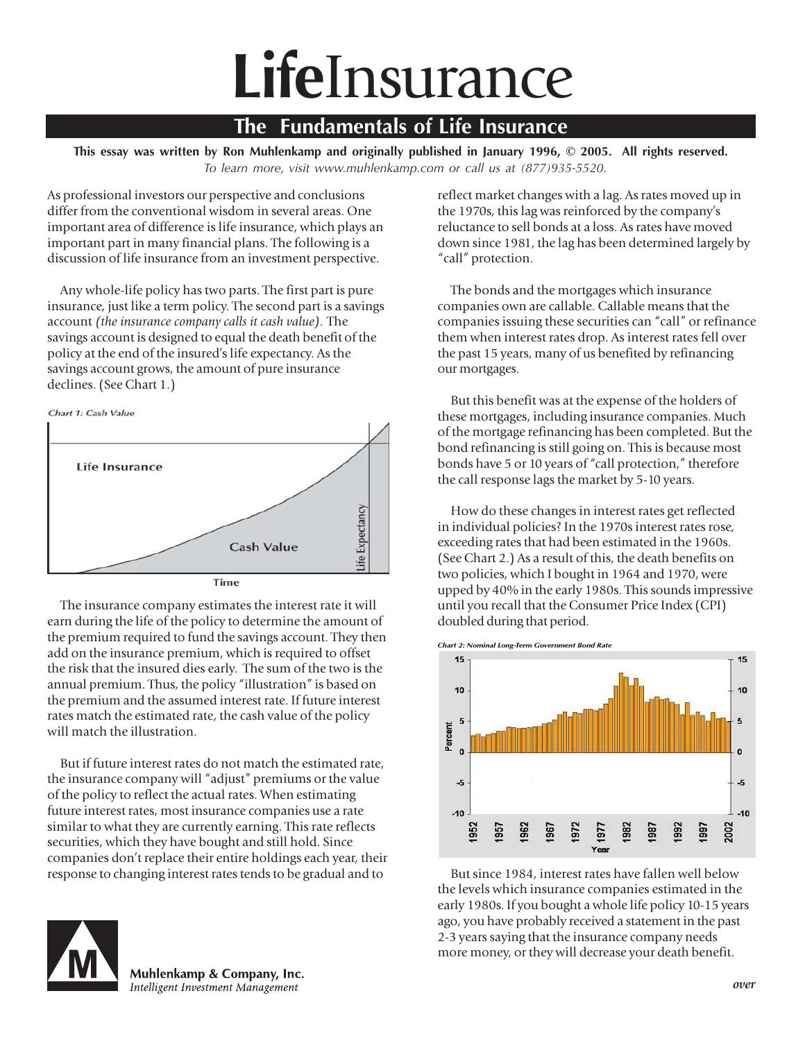# LifeInsurance

## The Fundamentals of Life Insurance

**This essay was written by Ron Muhlenkamp and originally published in January 1996, © 2005. All rights reserved.**
*To learn more, visit www.muhlenkamp.com or call us at (877)935-5520.*

As professional investors our perspective and conclusions differ from the conventional wisdom in several areas. One important area of difference is life insurance, which plays an important part in many financial plans. The following is a discussion of life insurance from an investment perspective.

Any whole-life policy has two parts. The first part is pure insurance, just like a term policy. The second part is a savings account *(the insurance company calls it cash value)*. The savings account is designed to equal the death benefit of the policy at the end of the insured's life expectancy. As the savings account grows, the amount of pure insurance declines. (See Chart 1.)

*Chart 1: Cash Value*

Life Insurance

Cash Value

Life Expectancy

Time

The insurance company estimates the interest rate it will earn during the life of the policy to determine the amount of the premium required to fund the savings account. They then add on the insurance premium, which is required to offset the risk that the insured dies early. The sum of the two is the annual premium. Thus, the policy "illustration" is based on the premium and the assumed interest rate. If future interest rates match the estimated rate, the cash value of the policy will match the illustration.

But if future interest rates do not match the estimated rate, the insurance company will "adjust" premiums or the value of the policy to reflect the actual rates. When estimating future interest rates, most insurance companies use a rate similar to what they are currently earning. This rate reflects securities, which they have bought and still hold. Since companies don't replace their entire holdings each year, their response to changing interest rates tends to be gradual and to reflect market changes with a lag. As rates moved up in the 1970s, this lag was reinforced by the company's reluctance to sell bonds at a loss. As rates have moved down since 1981, the lag has been determined largely by "call" protection.

The bonds and the mortgages which insurance companies own are callable. Callable means that the companies issuing these securities can "call" or refinance them when interest rates drop. As interest rates fell over the past 15 years, many of us benefited by refinancing our mortgages.

But this benefit was at the expense of the holders of these mortgages, including insurance companies. Much of the mortgage refinancing has been completed. But the bond refinancing is still going on. This is because most bonds have 5 or 10 years of "call protection," therefore the call response lags the market by 5-10 years.

How do these changes in interest rates get reflected in individual policies? In the 1970s interest rates rose, exceeding rates that had been estimated in the 1960s. (See Chart 2.) As a result of this, the death benefits on two policies, which I bought in 1964 and 1970, were upped by 40% in the early 1980s. This sounds impressive until you recall that the Consumer Price Index (CPI) doubled during that period.

*Chart 2: Nominal Long-Term Government Bond Rate*

Percent

15, 10, 5, 0, -5, -10

1952, 1957, 1962, 1967, 1972, 1977, 1982, 1987, 1992, 1997, 2002

Year

But since 1984, interest rates have fallen well below the levels which insurance companies estimated in the early 1980s. If you bought a whole life policy 10-15 years ago, you have probably received a statement in the past 2-3 years saying that the insurance company needs more money, or they will decrease your death benefit.

Muhlenkamp & Company, Inc.
*Intelligent Investment Management*

*over*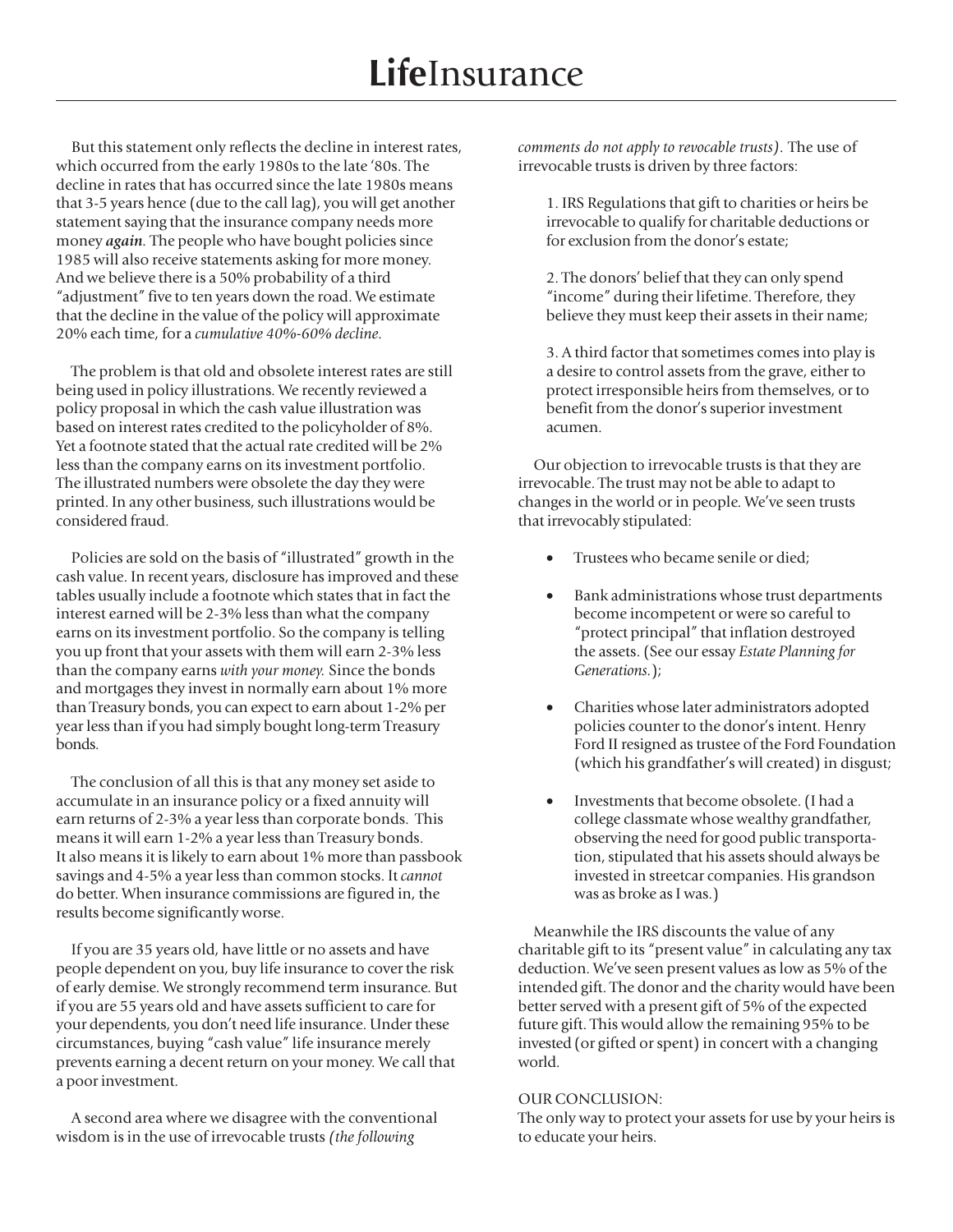# **Life**Insurance

But this statement only reflects the decline in interest rates, which occurred from the early 1980s to the late '80s. The decline in rates that has occurred since the late 1980s means that 3-5 years hence (due to the call lag), you will get another statement saying that the insurance company needs more money ***again.*** The people who have bought policies since 1985 will also receive statements asking for more money. And we believe there is a 50% probability of a third "adjustment" five to ten years down the road. We estimate that the decline in the value of the policy will approximate 20% each time, for a *cumulative 40%-60% decline.*

The problem is that old and obsolete interest rates are still being used in policy illustrations. We recently reviewed a policy proposal in which the cash value illustration was based on interest rates credited to the policyholder of 8%. Yet a footnote stated that the actual rate credited will be 2% less than the company earns on its investment portfolio. The illustrated numbers were obsolete the day they were printed. In any other business, such illustrations would be considered fraud.

Policies are sold on the basis of "illustrated" growth in the cash value. In recent years, disclosure has improved and these tables usually include a footnote which states that in fact the interest earned will be 2-3% less than what the company earns on its investment portfolio. So the company is telling you up front that your assets with them will earn 2-3% less than the company earns *with your money.* Since the bonds and mortgages they invest in normally earn about 1% more than Treasury bonds, you can expect to earn about 1-2% per year less than if you had simply bought long-term Treasury bonds.

The conclusion of all this is that any money set aside to accumulate in an insurance policy or a fixed annuity will earn returns of 2-3% a year less than corporate bonds. This means it will earn 1-2% a year less than Treasury bonds. It also means it is likely to earn about 1% more than passbook savings and 4-5% a year less than common stocks. It *cannot* do better. When insurance commissions are figured in, the results become significantly worse.

If you are 35 years old, have little or no assets and have people dependent on you, buy life insurance to cover the risk of early demise. We strongly recommend term insurance. But if you are 55 years old and have assets sufficient to care for your dependents, you don't need life insurance. Under these circumstances, buying "cash value" life insurance merely prevents earning a decent return on your money. We call that a poor investment.

A second area where we disagree with the conventional wisdom is in the use of irrevocable trusts *(the following comments do not apply to revocable trusts).* The use of irrevocable trusts is driven by three factors:

1. IRS Regulations that gift to charities or heirs be irrevocable to qualify for charitable deductions or for exclusion from the donor's estate;

2. The donors' belief that they can only spend "income" during their lifetime. Therefore, they believe they must keep their assets in their name;

3. A third factor that sometimes comes into play is a desire to control assets from the grave, either to protect irresponsible heirs from themselves, or to benefit from the donor's superior investment acumen.

Our objection to irrevocable trusts is that they are irrevocable. The trust may not be able to adapt to changes in the world or in people. We've seen trusts that irrevocably stipulated:

- Trustees who became senile or died;
- Bank administrations whose trust departments become incompetent or were so careful to "protect principal" that inflation destroyed the assets. (See our essay *Estate Planning for Generations.*);
- Charities whose later administrators adopted policies counter to the donor's intent. Henry Ford II resigned as trustee of the Ford Foundation (which his grandfather's will created) in disgust;
- Investments that become obsolete. (I had a college classmate whose wealthy grandfather, observing the need for good public transportation, stipulated that his assets should always be invested in streetcar companies. His grandson was as broke as I was.)

Meanwhile the IRS discounts the value of any charitable gift to its "present value" in calculating any tax deduction. We've seen present values as low as 5% of the intended gift. The donor and the charity would have been better served with a present gift of 5% of the expected future gift. This would allow the remaining 95% to be invested (or gifted or spent) in concert with a changing world.

OUR CONCLUSION:
The only way to protect your assets for use by your heirs is to educate your heirs.